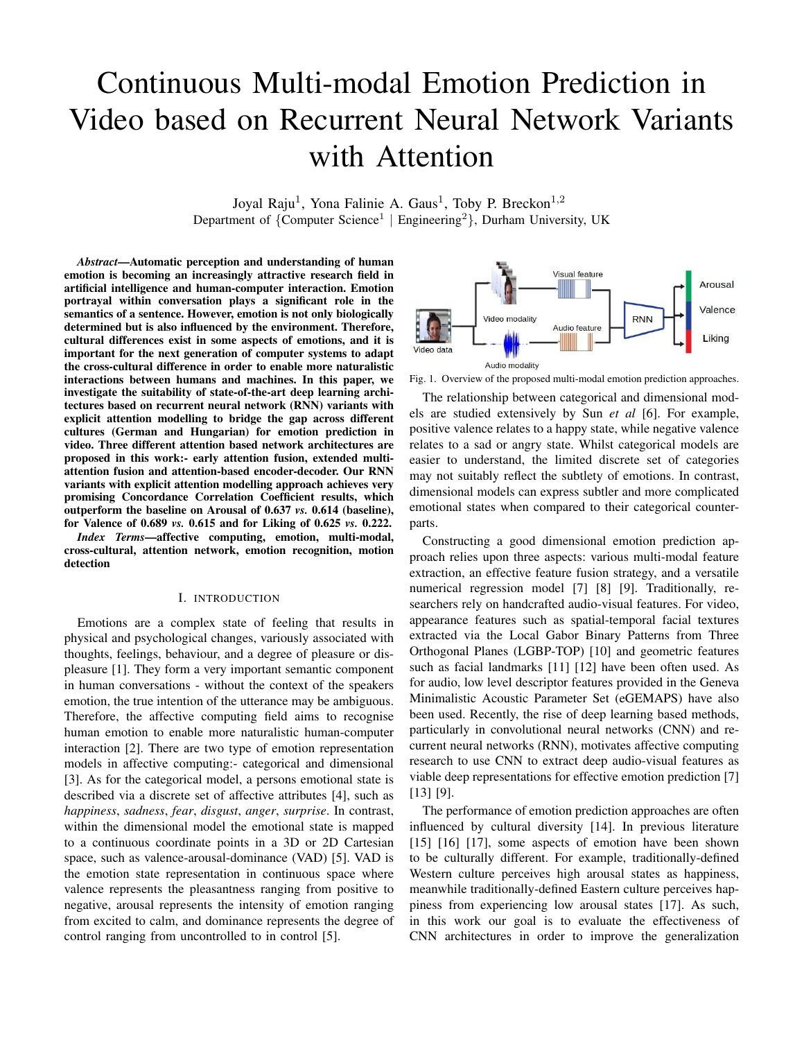# Continuous Multi-modal Emotion Prediction in Video based on Recurrent Neural Network Variants with Attention

Joyal Raju[1], Yona Falinie A. Gaus[1], Toby P. Breckon[1,2]

Department of {Computer Science[1] | Engineering[2]}, Durham University, UK

***Abstract*—Automatic perception and understanding of human emotion is becoming an increasingly attractive research field in artificial intelligence and human-computer interaction. Emotion portrayal within conversation plays a significant role in the semantics of a sentence. However, emotion is not only biologically determined but is also influenced by the environment. Therefore, cultural differences exist in some aspects of emotions, and it is important for the next generation of computer systems to adapt the cross-cultural difference in order to enable more naturalistic interactions between humans and machines. In this paper, we investigate the suitability of state-of-the-art deep learning architectures based on recurrent neural network (RNN) variants with explicit attention modelling to bridge the gap across different cultures (German and Hungarian) for emotion prediction in video. Three different attention based network architectures are proposed in this work:- early attention fusion, extended multi-attention fusion and attention-based encoder-decoder. Our RNN variants with explicit attention modelling approach achieves very promising Concordance Correlation Coefficient results, which outperform the baseline on Arousal of 0.637 *vs.* 0.614 (baseline), for Valence of 0.689 *vs.* 0.615 and for Liking of 0.625 *vs.* 0.222.**

***Index Terms*—affective computing, emotion, multi-modal, cross-cultural, attention network, emotion recognition, motion detection**

## I. Introduction

Emotions are a complex state of feeling that results in physical and psychological changes, variously associated with thoughts, feelings, behaviour, and a degree of pleasure or displeasure [1]. They form a very important semantic component in human conversations - without the context of the speakers emotion, the true intention of the utterance may be ambiguous. Therefore, the affective computing field aims to recognise human emotion to enable more naturalistic human-computer interaction [2]. There are two type of emotion representation models in affective computing:- categorical and dimensional [3]. As for the categorical model, a persons emotional state is described via a discrete set of affective attributes [4], such as *happiness*, *sadness*, *fear*, *disgust*, *anger*, *surprise*. In contrast, within the dimensional model the emotional state is mapped to a continuous coordinate points in a 3D or 2D Cartesian space, such as valence-arousal-dominance (VAD) [5]. VAD is the emotion state representation in continuous space where valence represents the pleasantness ranging from positive to negative, arousal represents the intensity of emotion ranging from excited to calm, and dominance represents the degree of control ranging from uncontrolled to in control [5].

Fig. 1. Overview of the proposed multi-modal emotion prediction approaches.

The relationship between categorical and dimensional models are studied extensively by Sun *et al* [6]. For example, positive valence relates to a happy state, while negative valence relates to a sad or angry state. Whilst categorical models are easier to understand, the limited discrete set of categories may not suitably reflect the subtlety of emotions. In contrast, dimensional models can express subtler and more complicated emotional states when compared to their categorical counterparts.

Constructing a good dimensional emotion prediction approach relies upon three aspects: various multi-modal feature extraction, an effective feature fusion strategy, and a versatile numerical regression model [7] [8] [9]. Traditionally, researchers rely on handcrafted audio-visual features. For video, appearance features such as spatial-temporal facial textures extracted via the Local Gabor Binary Patterns from Three Orthogonal Planes (LGBP-TOP) [10] and geometric features such as facial landmarks [11] [12] have been often used. As for audio, low level descriptor features provided in the Geneva Minimalistic Acoustic Parameter Set (eGEMAPS) have also been used. Recently, the rise of deep learning based methods, particularly in convolutional neural networks (CNN) and recurrent neural networks (RNN), motivates affective computing research to use CNN to extract deep audio-visual features as viable deep representations for effective emotion prediction [7] [13] [9].

The performance of emotion prediction approaches are often influenced by cultural diversity [14]. In previous literature [15] [16] [17], some aspects of emotion have been shown to be culturally different. For example, traditionally-defined Western culture perceives high arousal states as happiness, meanwhile traditionally-defined Eastern culture perceives happiness from experiencing low arousal states [17]. As such, in this work our goal is to evaluate the effectiveness of CNN architectures in order to improve the generalization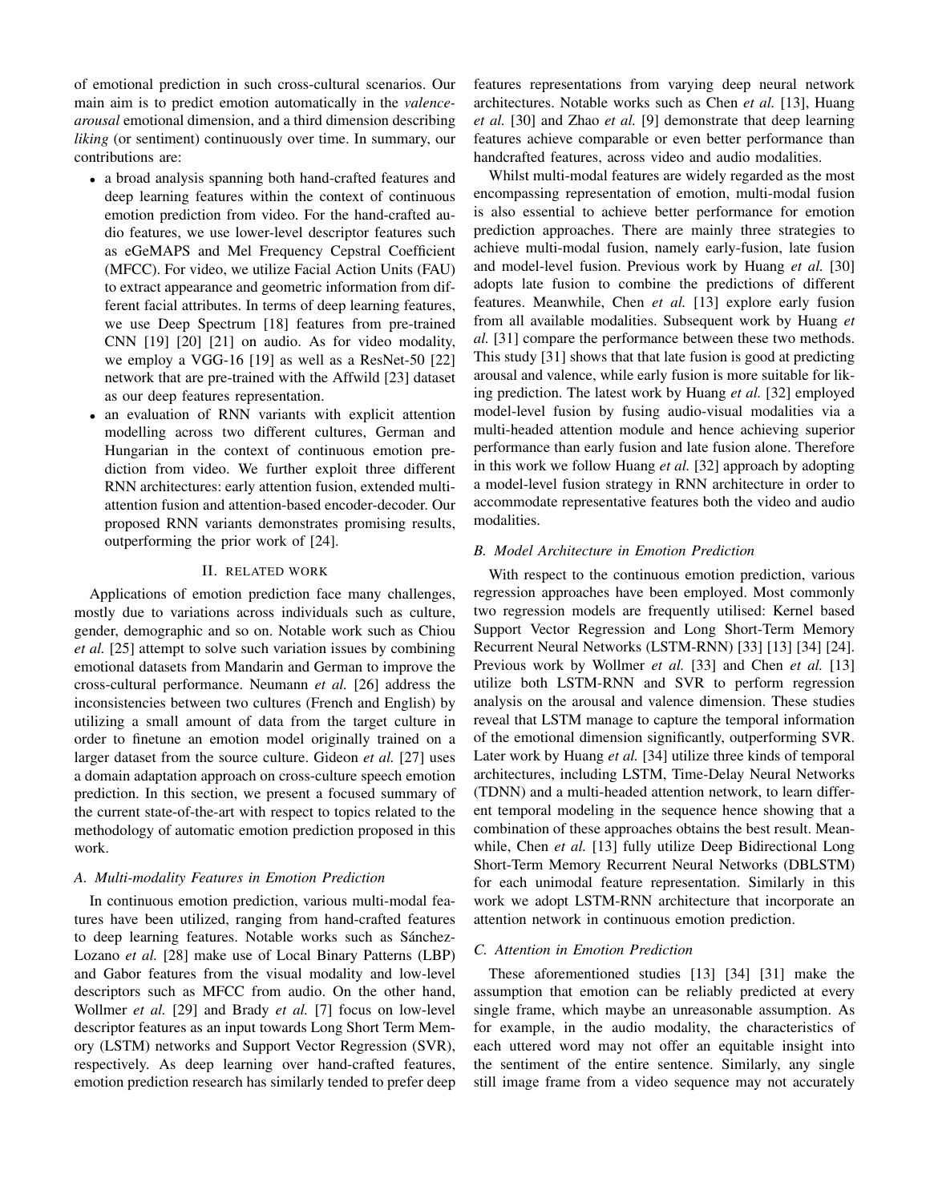of emotional prediction in such cross-cultural scenarios. Our main aim is to predict emotion automatically in the *valence-arousal* emotional dimension, and a third dimension describing *liking* (or sentiment) continuously over time. In summary, our contributions are:

- a broad analysis spanning both hand-crafted features and deep learning features within the context of continuous emotion prediction from video. For the hand-crafted audio features, we use lower-level descriptor features such as eGeMAPS and Mel Frequency Cepstral Coefficient (MFCC). For video, we utilize Facial Action Units (FAU) to extract appearance and geometric information from different facial attributes. In terms of deep learning features, we use Deep Spectrum [18] features from pre-trained CNN [19] [20] [21] on audio. As for video modality, we employ a VGG-16 [19] as well as a ResNet-50 [22] network that are pre-trained with the Affwild [23] dataset as our deep features representation.
- an evaluation of RNN variants with explicit attention modelling across two different cultures, German and Hungarian in the context of continuous emotion prediction from video. We further exploit three different RNN architectures: early attention fusion, extended multi-attention fusion and attention-based encoder-decoder. Our proposed RNN variants demonstrates promising results, outperforming the prior work of [24].

## II. Related Work

Applications of emotion prediction face many challenges, mostly due to variations across individuals such as culture, gender, demographic and so on. Notable work such as Chiou *et al.* [25] attempt to solve such variation issues by combining emotional datasets from Mandarin and German to improve the cross-cultural performance. Neumann *et al.* [26] address the inconsistencies between two cultures (French and English) by utilizing a small amount of data from the target culture in order to finetune an emotion model originally trained on a larger dataset from the source culture. Gideon *et al.* [27] uses a domain adaptation approach on cross-culture speech emotion prediction. In this section, we present a focused summary of the current state-of-the-art with respect to topics related to the methodology of automatic emotion prediction proposed in this work.

### A. Multi-modality Features in Emotion Prediction

In continuous emotion prediction, various multi-modal features have been utilized, ranging from hand-crafted features to deep learning features. Notable works such as Sánchez-Lozano *et al.* [28] make use of Local Binary Patterns (LBP) and Gabor features from the visual modality and low-level descriptors such as MFCC from audio. On the other hand, Wollmer *et al.* [29] and Brady *et al.* [7] focus on low-level descriptor features as an input towards Long Short Term Memory (LSTM) networks and Support Vector Regression (SVR), respectively. As deep learning over hand-crafted features, emotion prediction research has similarly tended to prefer deep features representations from varying deep neural network architectures. Notable works such as Chen *et al.* [13], Huang *et al.* [30] and Zhao *et al.* [9] demonstrate that deep learning features achieve comparable or even better performance than handcrafted features, across video and audio modalities.

Whilst multi-modal features are widely regarded as the most encompassing representation of emotion, multi-modal fusion is also essential to achieve better performance for emotion prediction approaches. There are mainly three strategies to achieve multi-modal fusion, namely early-fusion, late fusion and model-level fusion. Previous work by Huang *et al.* [30] adopts late fusion to combine the predictions of different features. Meanwhile, Chen *et al.* [13] explore early fusion from all available modalities. Subsequent work by Huang *et al.* [31] compare the performance between these two methods. This study [31] shows that that late fusion is good at predicting arousal and valence, while early fusion is more suitable for liking prediction. The latest work by Huang *et al.* [32] employed model-level fusion by fusing audio-visual modalities via a multi-headed attention module and hence achieving superior performance than early fusion and late fusion alone. Therefore in this work we follow Huang *et al.* [32] approach by adopting a model-level fusion strategy in RNN architecture in order to accommodate representative features both the video and audio modalities.

### B. Model Architecture in Emotion Prediction

With respect to the continuous emotion prediction, various regression approaches have been employed. Most commonly two regression models are frequently utilised: Kernel based Support Vector Regression and Long Short-Term Memory Recurrent Neural Networks (LSTM-RNN) [33] [13] [34] [24]. Previous work by Wollmer *et al.* [33] and Chen *et al.* [13] utilize both LSTM-RNN and SVR to perform regression analysis on the arousal and valence dimension. These studies reveal that LSTM manage to capture the temporal information of the emotional dimension significantly, outperforming SVR. Later work by Huang *et al.* [34] utilize three kinds of temporal architectures, including LSTM, Time-Delay Neural Networks (TDNN) and a multi-headed attention network, to learn different temporal modeling in the sequence hence showing that a combination of these approaches obtains the best result. Meanwhile, Chen *et al.* [13] fully utilize Deep Bidirectional Long Short-Term Memory Recurrent Neural Networks (DBLSTM) for each unimodal feature representation. Similarly in this work we adopt LSTM-RNN architecture that incorporate an attention network in continuous emotion prediction.

### C. Attention in Emotion Prediction

These aforementioned studies [13] [34] [31] make the assumption that emotion can be reliably predicted at every single frame, which maybe an unreasonable assumption. As for example, in the audio modality, the characteristics of each uttered word may not offer an equitable insight into the sentiment of the entire sentence. Similarly, any single still image frame from a video sequence may not accurately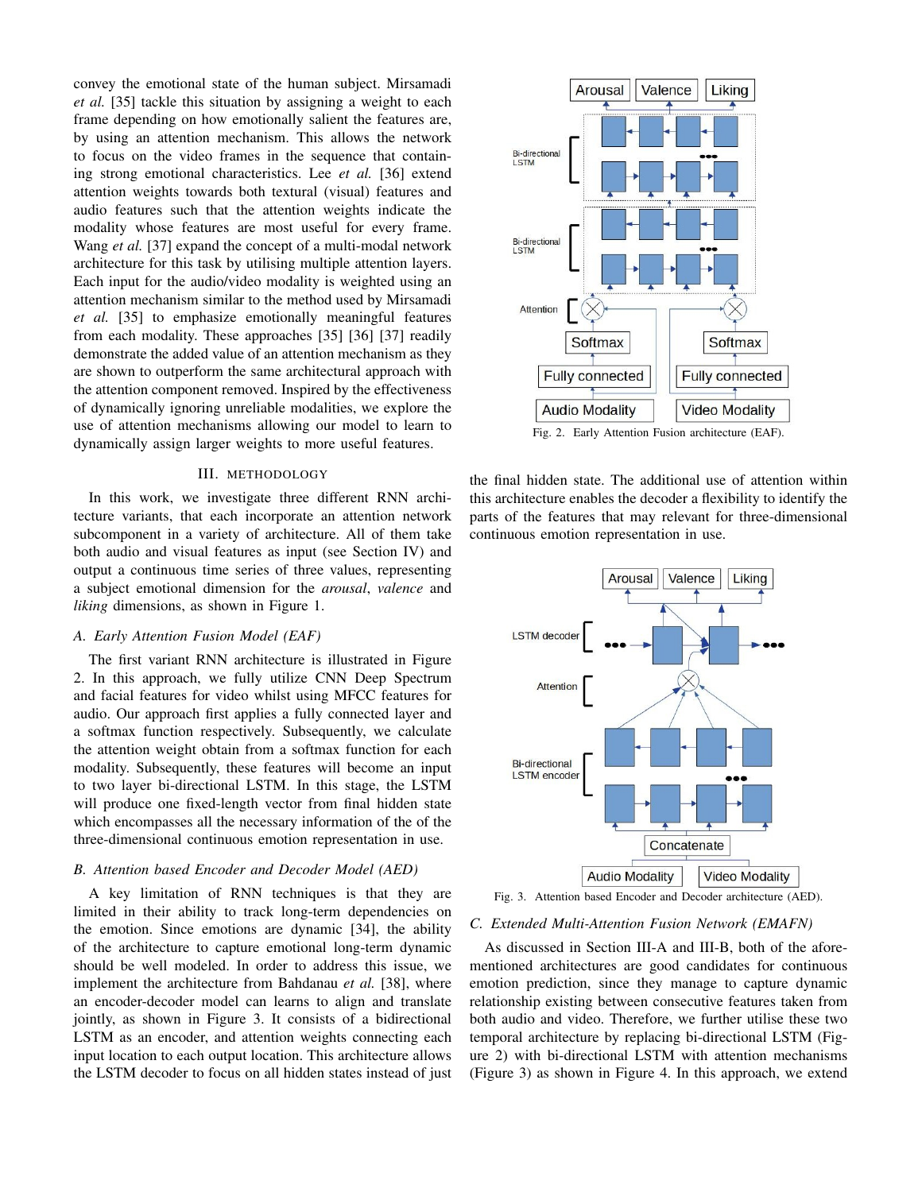convey the emotional state of the human subject. Mirsamadi *et al.* [35] tackle this situation by assigning a weight to each frame depending on how emotionally salient the features are, by using an attention mechanism. This allows the network to focus on the video frames in the sequence that containing strong emotional characteristics. Lee *et al.* [36] extend attention weights towards both textural (visual) features and audio features such that the attention weights indicate the modality whose features are most useful for every frame. Wang *et al.* [37] expand the concept of a multi-modal network architecture for this task by utilising multiple attention layers. Each input for the audio/video modality is weighted using an attention mechanism similar to the method used by Mirsamadi *et al.* [35] to emphasize emotionally meaningful features from each modality. These approaches [35] [36] [37] readily demonstrate the added value of an attention mechanism as they are shown to outperform the same architectural approach with the attention component removed. Inspired by the effectiveness of dynamically ignoring unreliable modalities, we explore the use of attention mechanisms allowing our model to learn to dynamically assign larger weights to more useful features.

## III. Methodology

In this work, we investigate three different RNN architecture variants, that each incorporate an attention network subcomponent in a variety of architecture. All of them take both audio and visual features as input (see Section IV) and output a continuous time series of three values, representing a subject emotional dimension for the *arousal*, *valence* and *liking* dimensions, as shown in Figure 1.

### A. Early Attention Fusion Model (EAF)

The first variant RNN architecture is illustrated in Figure 2. In this approach, we fully utilize CNN Deep Spectrum and facial features for video whilst using MFCC features for audio. Our approach first applies a fully connected layer and a softmax function respectively. Subsequently, we calculate the attention weight obtain from a softmax function for each modality. Subsequently, these features will become an input to two layer bi-directional LSTM. In this stage, the LSTM will produce one fixed-length vector from final hidden state which encompasses all the necessary information of the of the three-dimensional continuous emotion representation in use.

Fig. 2. Early Attention Fusion architecture (EAF).

### B. Attention based Encoder and Decoder Model (AED)

A key limitation of RNN techniques is that they are limited in their ability to track long-term dependencies on the emotion. Since emotions are dynamic [34], the ability of the architecture to capture emotional long-term dynamic should be well modeled. In order to address this issue, we implement the architecture from Bahdanau *et al.* [38], where an encoder-decoder model can learns to align and translate jointly, as shown in Figure 3. It consists of a bidirectional LSTM as an encoder, and attention weights connecting each input location to each output location. This architecture allows the LSTM decoder to focus on all hidden states instead of just the final hidden state. The additional use of attention within this architecture enables the decoder a flexibility to identify the parts of the features that may relevant for three-dimensional continuous emotion representation in use.

Fig. 3. Attention based Encoder and Decoder architecture (AED).

### C. Extended Multi-Attention Fusion Network (EMAFN)

As discussed in Section III-A and III-B, both of the aforementioned architectures are good candidates for continuous emotion prediction, since they manage to capture dynamic relationship existing between consecutive features taken from both audio and video. Therefore, we further utilise these two temporal architecture by replacing bi-directional LSTM (Figure 2) with bi-directional LSTM with attention mechanisms (Figure 3) as shown in Figure 4. In this approach, we extend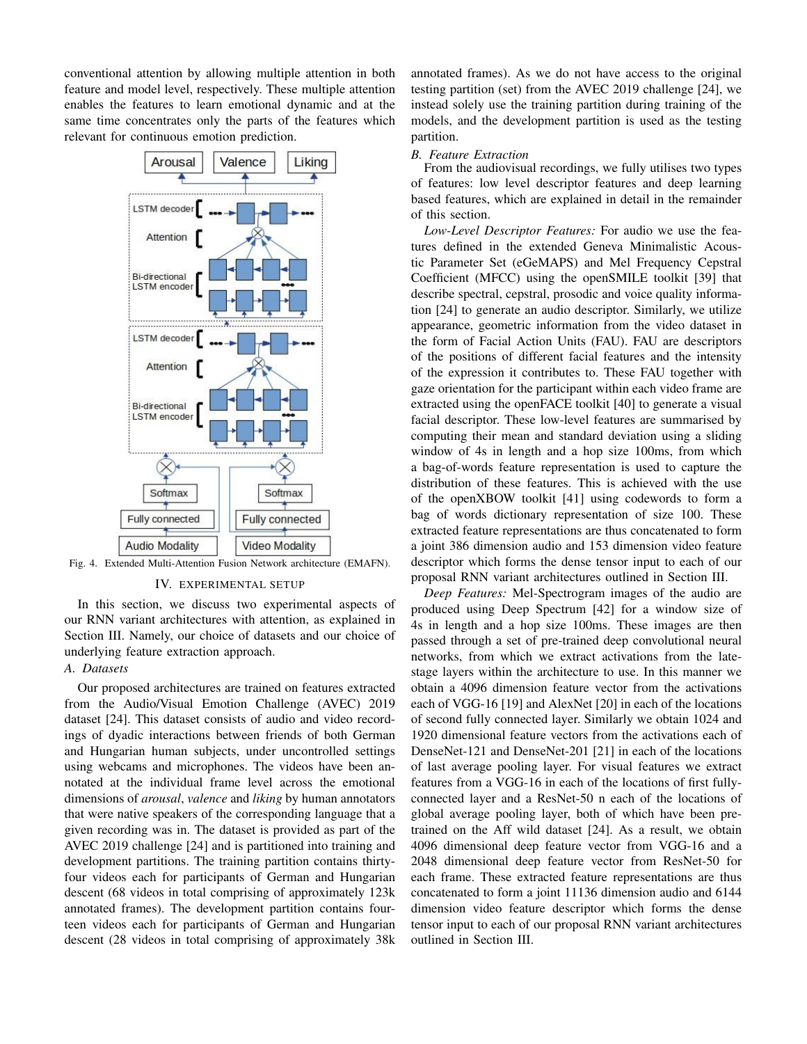conventional attention by allowing multiple attention in both feature and model level, respectively. These multiple attention enables the features to learn emotional dynamic and at the same time concentrates only the parts of the features which relevant for continuous emotion prediction.

Fig. 4. Extended Multi-Attention Fusion Network architecture (EMAFN).

## IV. Experimental Setup

In this section, we discuss two experimental aspects of our RNN variant architectures with attention, as explained in Section III. Namely, our choice of datasets and our choice of underlying feature extraction approach.

### A. Datasets

Our proposed architectures are trained on features extracted from the Audio/Visual Emotion Challenge (AVEC) 2019 dataset [24]. This dataset consists of audio and video recordings of dyadic interactions between friends of both German and Hungarian human subjects, under uncontrolled settings using webcams and microphones. The videos have been annotated at the individual frame level across the emotional dimensions of *arousal*, *valence* and *liking* by human annotators that were native speakers of the corresponding language that a given recording was in. The dataset is provided as part of the AVEC 2019 challenge [24] and is partitioned into training and development partitions. The training partition contains thirty-four videos each for participants of German and Hungarian descent (68 videos in total comprising of approximately 123k annotated frames). The development partition contains fourteen videos each for participants of German and Hungarian descent (28 videos in total comprising of approximately 38k annotated frames). As we do not have access to the original testing partition (set) from the AVEC 2019 challenge [24], we instead solely use the training partition during training of the models, and the development partition is used as the testing partition.

### B. Feature Extraction

From the audiovisual recordings, we fully utilises two types of features: low level descriptor features and deep learning based features, which are explained in detail in the remainder of this section.

*Low-Level Descriptor Features:* For audio we use the features defined in the extended Geneva Minimalistic Acoustic Parameter Set (eGeMAPS) and Mel Frequency Cepstral Coefficient (MFCC) using the openSMILE toolkit [39] that describe spectral, cepstral, prosodic and voice quality information [24] to generate an audio descriptor. Similarly, we utilize appearance, geometric information from the video dataset in the form of Facial Action Units (FAU). FAU are descriptors of the positions of different facial features and the intensity of the expression it contributes to. These FAU together with gaze orientation for the participant within each video frame are extracted using the openFACE toolkit [40] to generate a visual facial descriptor. These low-level features are summarised by computing their mean and standard deviation using a sliding window of 4s in length and a hop size 100ms, from which a bag-of-words feature representation is used to capture the distribution of these features. This is achieved with the use of the openXBOW toolkit [41] using codewords to form a bag of words dictionary representation of size 100. These extracted feature representations are thus concatenated to form a joint 386 dimension audio and 153 dimension video feature descriptor which forms the dense tensor input to each of our proposal RNN variant architectures outlined in Section III.

*Deep Features:* Mel-Spectrogram images of the audio are produced using Deep Spectrum [42] for a window size of 4s in length and a hop size 100ms. These images are then passed through a set of pre-trained deep convolutional neural networks, from which we extract activations from the late-stage layers within the architecture to use. In this manner we obtain a 4096 dimension feature vector from the activations each of VGG-16 [19] and AlexNet [20] in each of the locations of second fully connected layer. Similarly we obtain 1024 and 1920 dimensional feature vectors from the activations each of DenseNet-121 and DenseNet-201 [21] in each of the locations of last average pooling layer. For visual features we extract features from a VGG-16 in each of the locations of first fully-connected layer and a ResNet-50 n each of the locations of global average pooling layer, both of which have been pre-trained on the Aff wild dataset [24]. As a result, we obtain 4096 dimensional deep feature vector from VGG-16 and a 2048 dimensional deep feature vector from ResNet-50 for each frame. These extracted feature representations are thus concatenated to form a joint 11136 dimension audio and 6144 dimension video feature descriptor which forms the dense tensor input to each of our proposal RNN variant architectures outlined in Section III.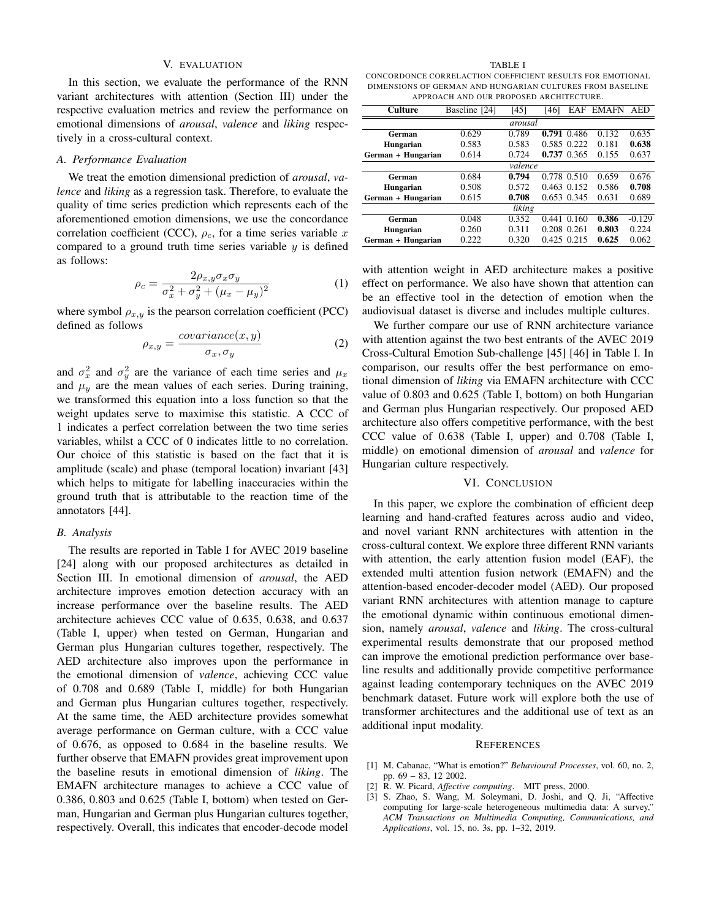## V. Evaluation

In this section, we evaluate the performance of the RNN variant architectures with attention (Section III) under the respective evaluation metrics and review the performance on emotional dimensions of *arousal*, *valence* and *liking* respectively in a cross-cultural context.

### A. Performance Evaluation

We treat the emotion dimensional prediction of *arousal*, *valence* and *liking* as a regression task. Therefore, to evaluate the quality of time series prediction which represents each of the aforementioned emotion dimensions, we use the concordance correlation coefficient (CCC), $\rho_c$, for a time series variable $x$ compared to a ground truth time series variable $y$ is defined as follows:

$$\rho_c = \frac{2\rho_{x,y}\sigma_x\sigma_y}{\sigma_x^2 + \sigma_y^2 + (\mu_x - \mu_y)^2} \tag{1}$$

where symbol $\rho_{x,y}$ is the pearson correlation coefficient (PCC) defined as follows

$$\rho_{x,y} = \frac{covariance(x, y)}{\sigma_x, \sigma_y} \tag{2}$$

and $\sigma_x^2$ and $\sigma_y^2$ are the variance of each time series and $\mu_x$ and $\mu_y$ are the mean values of each series. During training, we transformed this equation into a loss function so that the weight updates serve to maximise this statistic. A CCC of 1 indicates a perfect correlation between the two time series variables, whilst a CCC of 0 indicates little to no correlation. Our choice of this statistic is based on the fact that it is amplitude (scale) and phase (temporal location) invariant [43] which helps to mitigate for labelling inaccuracies within the ground truth that is attributable to the reaction time of the annotators [44].

### B. Analysis

The results are reported in Table I for AVEC 2019 baseline [24] along with our proposed architectures as detailed in Section III. In emotional dimension of *arousal*, the AED architecture improves emotion detection accuracy with an increase performance over the baseline results. The AED architecture achieves CCC value of 0.635, 0.638, and 0.637 (Table I, upper) when tested on German, Hungarian and German plus Hungarian cultures together, respectively. The AED architecture also improves upon the performance in the emotional dimension of *valence*, achieving CCC value of 0.708 and 0.689 (Table I, middle) for both Hungarian and German plus Hungarian cultures together, respectively. At the same time, the AED architecture provides somewhat average performance on German culture, with a CCC value of 0.676, as opposed to 0.684 in the baseline results. We further observe that EMAFN provides great improvement upon the baseline resuts in emotional dimension of *liking*. The EMAFN architecture manages to achieve a CCC value of 0.386, 0.803 and 0.625 (Table I, bottom) when tested on German, Hungarian and German plus Hungarian cultures together, respectively. Overall, this indicates that encoder-decode model with attention weight in AED architecture makes a positive effect on performance. We also have shown that attention can be an effective tool in the detection of emotion when the audiovisual dataset is diverse and includes multiple cultures.

TABLE I
CONCORDONCE CORRELACTION COEFFICIENT RESULTS FOR EMOTIONAL DIMENSIONS OF GERMAN AND HUNGARIAN CULTURES FROM BASELINE APPROACH AND OUR PROPOSED ARCHITECTURE.

| Culture | Baseline [24] | [45] | [46] | EAF | EMAFN | AED |
|---|---|---|---|---|---|---|
| | | | *arousal* | | | |
| **German** | 0.629 | 0.789 | **0.791** | 0.486 | 0.132 | 0.635 |
| **Hungarian** | 0.583 | 0.583 | 0.585 | 0.222 | 0.181 | **0.638** |
| **German + Hungarian** | 0.614 | 0.724 | **0.737** | 0.365 | 0.155 | 0.637 |
| | | | *valence* | | | |
| **German** | 0.684 | **0.794** | 0.778 | 0.510 | 0.659 | 0.676 |
| **Hungarian** | 0.508 | 0.572 | 0.463 | 0.152 | 0.586 | **0.708** |
| **German + Hungarian** | 0.615 | **0.708** | 0.653 | 0.345 | 0.631 | 0.689 |
| | | | *liking* | | | |
| **German** | 0.048 | 0.352 | 0.441 | 0.160 | **0.386** | -0.129 |
| **Hungarian** | 0.260 | 0.311 | 0.208 | 0.261 | **0.803** | 0.224 |
| **German + Hungarian** | 0.222 | 0.320 | 0.425 | 0.215 | **0.625** | 0.062 |

We further compare our use of RNN architecture variance with attention against the two best entrants of the AVEC 2019 Cross-Cultural Emotion Sub-challenge [45] [46] in Table I. In comparison, our results offer the best performance on emotional dimension of *liking* via EMAFN architecture with CCC value of 0.803 and 0.625 (Table I, bottom) on both Hungarian and German plus Hungarian respectively. Our proposed AED architecture also offers competitive performance, with the best CCC value of 0.638 (Table I, upper) and 0.708 (Table I, middle) on emotional dimension of *arousal* and *valence* for Hungarian culture respectively.

## VI. Conclusion

In this paper, we explore the combination of efficient deep learning and hand-crafted features across audio and video, and novel variant RNN architectures with attention in the cross-cultural context. We explore three different RNN variants with attention, the early attention fusion model (EAF), the extended multi attention fusion network (EMAFN) and the attention-based encoder-decoder model (AED). Our proposed variant RNN architectures with attention manage to capture the emotional dynamic within continuous emotional dimension, namely *arousal*, *valence* and *liking*. The cross-cultural experimental results demonstrate that our proposed method can improve the emotional prediction performance over baseline results and additionally provide competitive performance against leading contemporary techniques on the AVEC 2019 benchmark dataset. Future work will explore both the use of transformer architectures and the additional use of text as an additional input modality.

## References

[1] M. Cabanac, "What is emotion?" *Behavioural Processes*, vol. 60, no. 2, pp. 69 – 83, 12 2002.

[2] R. W. Picard, *Affective computing*. MIT press, 2000.

[3] S. Zhao, S. Wang, M. Soleymani, D. Joshi, and Q. Ji, "Affective computing for large-scale heterogeneous multimedia data: A survey," *ACM Transactions on Multimedia Computing, Communications, and Applications*, vol. 15, no. 3s, pp. 1–32, 2019.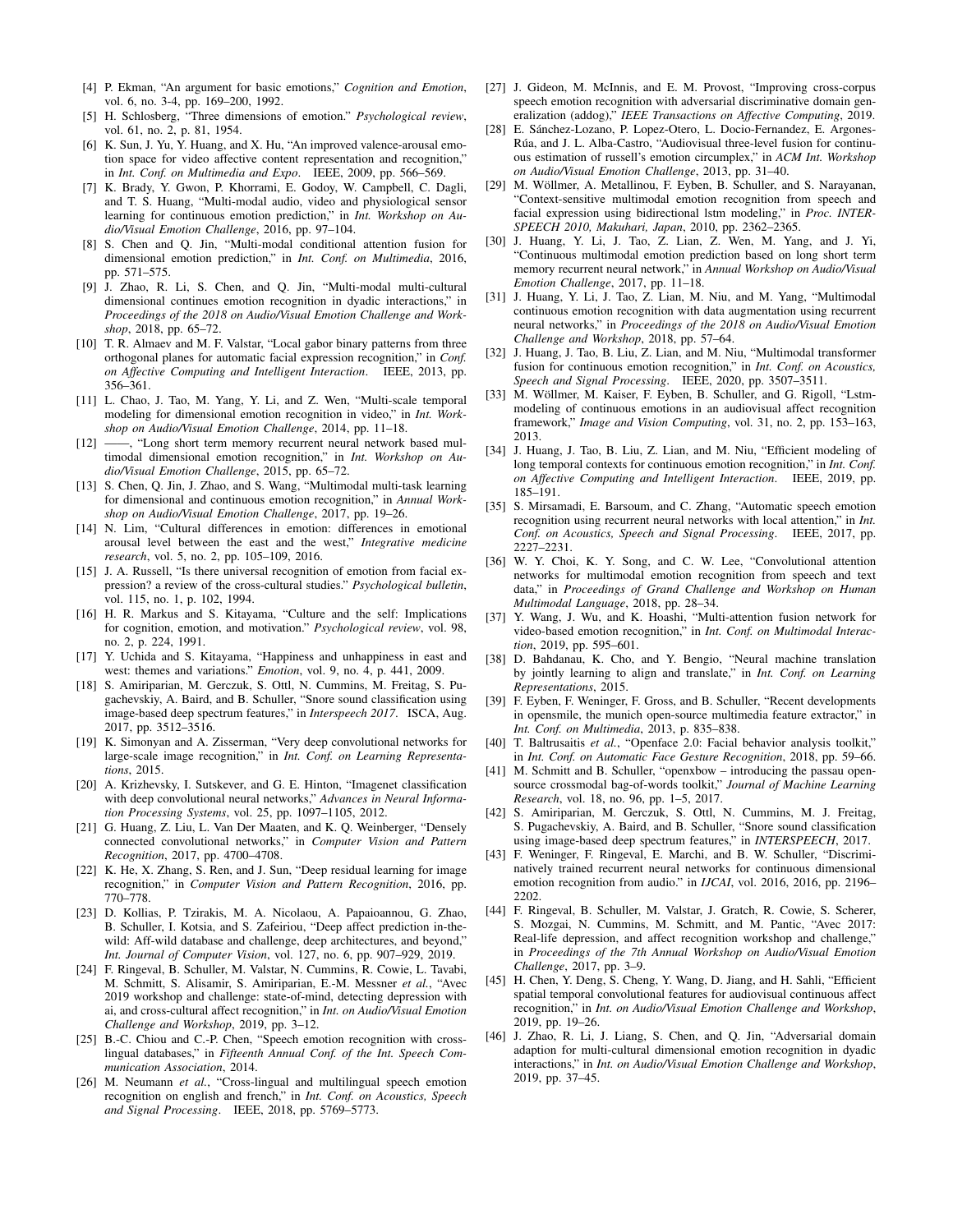[4] P. Ekman, "An argument for basic emotions," *Cognition and Emotion*, vol. 6, no. 3-4, pp. 169–200, 1992.

[5] H. Schlosberg, "Three dimensions of emotion." *Psychological review*, vol. 61, no. 2, p. 81, 1954.

[6] K. Sun, J. Yu, Y. Huang, and X. Hu, "An improved valence-arousal emotion space for video affective content representation and recognition," in *Int. Conf. on Multimedia and Expo*. IEEE, 2009, pp. 566–569.

[7] K. Brady, Y. Gwon, P. Khorrami, E. Godoy, W. Campbell, C. Dagli, and T. S. Huang, "Multi-modal audio, video and physiological sensor learning for continuous emotion prediction," in *Int. Workshop on Audio/Visual Emotion Challenge*, 2016, pp. 97–104.

[8] S. Chen and Q. Jin, "Multi-modal conditional attention fusion for dimensional emotion prediction," in *Int. Conf. on Multimedia*, 2016, pp. 571–575.

[9] J. Zhao, R. Li, S. Chen, and Q. Jin, "Multi-modal multi-cultural dimensional continues emotion recognition in dyadic interactions," in *Proceedings of the 2018 on Audio/Visual Emotion Challenge and Workshop*, 2018, pp. 65–72.

[10] T. R. Almaev and M. F. Valstar, "Local gabor binary patterns from three orthogonal planes for automatic facial expression recognition," in *Conf. on Affective Computing and Intelligent Interaction*. IEEE, 2013, pp. 356–361.

[11] L. Chao, J. Tao, M. Yang, Y. Li, and Z. Wen, "Multi-scale temporal modeling for dimensional emotion recognition in video," in *Int. Workshop on Audio/Visual Emotion Challenge*, 2014, pp. 11–18.

[12] ——, "Long short term memory recurrent neural network based multimodal dimensional emotion recognition," in *Int. Workshop on Audio/Visual Emotion Challenge*, 2015, pp. 65–72.

[13] S. Chen, Q. Jin, J. Zhao, and S. Wang, "Multimodal multi-task learning for dimensional and continuous emotion recognition," in *Annual Workshop on Audio/Visual Emotion Challenge*, 2017, pp. 19–26.

[14] N. Lim, "Cultural differences in emotion: differences in emotional arousal level between the east and the west," *Integrative medicine research*, vol. 5, no. 2, pp. 105–109, 2016.

[15] J. A. Russell, "Is there universal recognition of emotion from facial expression? a review of the cross-cultural studies." *Psychological bulletin*, vol. 115, no. 1, p. 102, 1994.

[16] H. R. Markus and S. Kitayama, "Culture and the self: Implications for cognition, emotion, and motivation." *Psychological review*, vol. 98, no. 2, p. 224, 1991.

[17] Y. Uchida and S. Kitayama, "Happiness and unhappiness in east and west: themes and variations." *Emotion*, vol. 9, no. 4, p. 441, 2009.

[18] S. Amiriparian, M. Gerczuk, S. Ottl, N. Cummins, M. Freitag, S. Pugachevskiy, A. Baird, and B. Schuller, "Snore sound classification using image-based deep spectrum features," in *Interspeech 2017*. ISCA, Aug. 2017, pp. 3512–3516.

[19] K. Simonyan and A. Zisserman, "Very deep convolutional networks for large-scale image recognition," in *Int. Conf. on Learning Representations*, 2015.

[20] A. Krizhevsky, I. Sutskever, and G. E. Hinton, "Imagenet classification with deep convolutional neural networks," *Advances in Neural Information Processing Systems*, vol. 25, pp. 1097–1105, 2012.

[21] G. Huang, Z. Liu, L. Van Der Maaten, and K. Q. Weinberger, "Densely connected convolutional networks," in *Computer Vision and Pattern Recognition*, 2017, pp. 4700–4708.

[22] K. He, X. Zhang, S. Ren, and J. Sun, "Deep residual learning for image recognition," in *Computer Vision and Pattern Recognition*, 2016, pp. 770–778.

[23] D. Kollias, P. Tzirakis, M. A. Nicolaou, A. Papaioannou, G. Zhao, B. Schuller, I. Kotsia, and S. Zafeiriou, "Deep affect prediction in-the-wild: Aff-wild database and challenge, deep architectures, and beyond," *Int. Journal of Computer Vision*, vol. 127, no. 6, pp. 907–929, 2019.

[24] F. Ringeval, B. Schuller, M. Valstar, N. Cummins, R. Cowie, L. Tavabi, M. Schmitt, S. Alisamir, S. Amiriparian, E.-M. Messner *et al.*, "Avec 2019 workshop and challenge: state-of-mind, detecting depression with ai, and cross-cultural affect recognition," in *Int. on Audio/Visual Emotion Challenge and Workshop*, 2019, pp. 3–12.

[25] B.-C. Chiou and C.-P. Chen, "Speech emotion recognition with cross-lingual databases," in *Fifteenth Annual Conf. of the Int. Speech Communication Association*, 2014.

[26] M. Neumann *et al.*, "Cross-lingual and multilingual speech emotion recognition on english and french," in *Int. Conf. on Acoustics, Speech and Signal Processing*. IEEE, 2018, pp. 5769–5773.

[27] J. Gideon, M. McInnis, and E. M. Provost, "Improving cross-corpus speech emotion recognition with adversarial discriminative domain generalization (addog)," *IEEE Transactions on Affective Computing*, 2019.

[28] E. Sánchez-Lozano, P. Lopez-Otero, L. Docio-Fernandez, E. Argones-Rúa, and J. L. Alba-Castro, "Audiovisual three-level fusion for continuous estimation of russell's emotion circumplex," in *ACM Int. Workshop on Audio/Visual Emotion Challenge*, 2013, pp. 31–40.

[29] M. Wöllmer, A. Metallinou, F. Eyben, B. Schuller, and S. Narayanan, "Context-sensitive multimodal emotion recognition from speech and facial expression using bidirectional lstm modeling," in *Proc. INTERSPEECH 2010, Makuhari, Japan*, 2010, pp. 2362–2365.

[30] J. Huang, Y. Li, J. Tao, Z. Lian, Z. Wen, M. Yang, and J. Yi, "Continuous multimodal emotion prediction based on long short term memory recurrent neural network," in *Annual Workshop on Audio/Visual Emotion Challenge*, 2017, pp. 11–18.

[31] J. Huang, Y. Li, J. Tao, Z. Lian, M. Niu, and M. Yang, "Multimodal continuous emotion recognition with data augmentation using recurrent neural networks," in *Proceedings of the 2018 on Audio/Visual Emotion Challenge and Workshop*, 2018, pp. 57–64.

[32] J. Huang, J. Tao, B. Liu, Z. Lian, and M. Niu, "Multimodal transformer fusion for continuous emotion recognition," in *Int. Conf. on Acoustics, Speech and Signal Processing*. IEEE, 2020, pp. 3507–3511.

[33] M. Wöllmer, M. Kaiser, F. Eyben, B. Schuller, and G. Rigoll, "Lstm-modeling of continuous emotions in an audiovisual affect recognition framework," *Image and Vision Computing*, vol. 31, no. 2, pp. 153–163, 2013.

[34] J. Huang, J. Tao, B. Liu, Z. Lian, and M. Niu, "Efficient modeling of long temporal contexts for continuous emotion recognition," in *Int. Conf. on Affective Computing and Intelligent Interaction*. IEEE, 2019, pp. 185–191.

[35] S. Mirsamadi, E. Barsoum, and C. Zhang, "Automatic speech emotion recognition using recurrent neural networks with local attention," in *Int. Conf. on Acoustics, Speech and Signal Processing*. IEEE, 2017, pp. 2227–2231.

[36] W. Y. Choi, K. Y. Song, and C. W. Lee, "Convolutional attention networks for multimodal emotion recognition from speech and text data," in *Proceedings of Grand Challenge and Workshop on Human Multimodal Language*, 2018, pp. 28–34.

[37] Y. Wang, J. Wu, and K. Hoashi, "Multi-attention fusion network for video-based emotion recognition," in *Int. Conf. on Multimodal Interaction*, 2019, pp. 595–601.

[38] D. Bahdanau, K. Cho, and Y. Bengio, "Neural machine translation by jointly learning to align and translate," in *Int. Conf. on Learning Representations*, 2015.

[39] F. Eyben, F. Weninger, F. Gross, and B. Schuller, "Recent developments in opensmile, the munich open-source multimedia feature extractor," in *Int. Conf. on Multimedia*, 2013, p. 835–838.

[40] T. Baltrusaitis *et al.*, "Openface 2.0: Facial behavior analysis toolkit," in *Int. Conf. on Automatic Face Gesture Recognition*, 2018, pp. 59–66.

[41] M. Schmitt and B. Schuller, "openxbow – introducing the passau open-source crossmodal bag-of-words toolkit," *Journal of Machine Learning Research*, vol. 18, no. 96, pp. 1–5, 2017.

[42] S. Amiriparian, M. Gerczuk, S. Ottl, N. Cummins, M. J. Freitag, S. Pugachevskiy, A. Baird, and B. Schuller, "Snore sound classification using image-based deep spectrum features," in *INTERSPEECH*, 2017.

[43] F. Weninger, F. Ringeval, E. Marchi, and B. W. Schuller, "Discriminatively trained recurrent neural networks for continuous dimensional emotion recognition from audio." in *IJCAI*, vol. 2016, 2016, pp. 2196–2202.

[44] F. Ringeval, B. Schuller, M. Valstar, J. Gratch, R. Cowie, S. Scherer, S. Mozgai, N. Cummins, M. Schmitt, and M. Pantic, "Avec 2017: Real-life depression, and affect recognition workshop and challenge," in *Proceedings of the 7th Annual Workshop on Audio/Visual Emotion Challenge*, 2017, pp. 3–9.

[45] H. Chen, Y. Deng, S. Cheng, Y. Wang, D. Jiang, and H. Sahli, "Efficient spatial temporal convolutional features for audiovisual continuous affect recognition," in *Int. on Audio/Visual Emotion Challenge and Workshop*, 2019, pp. 19–26.

[46] J. Zhao, R. Li, J. Liang, S. Chen, and Q. Jin, "Adversarial domain adaption for multi-cultural dimensional emotion recognition in dyadic interactions," in *Int. on Audio/Visual Emotion Challenge and Workshop*, 2019, pp. 37–45.